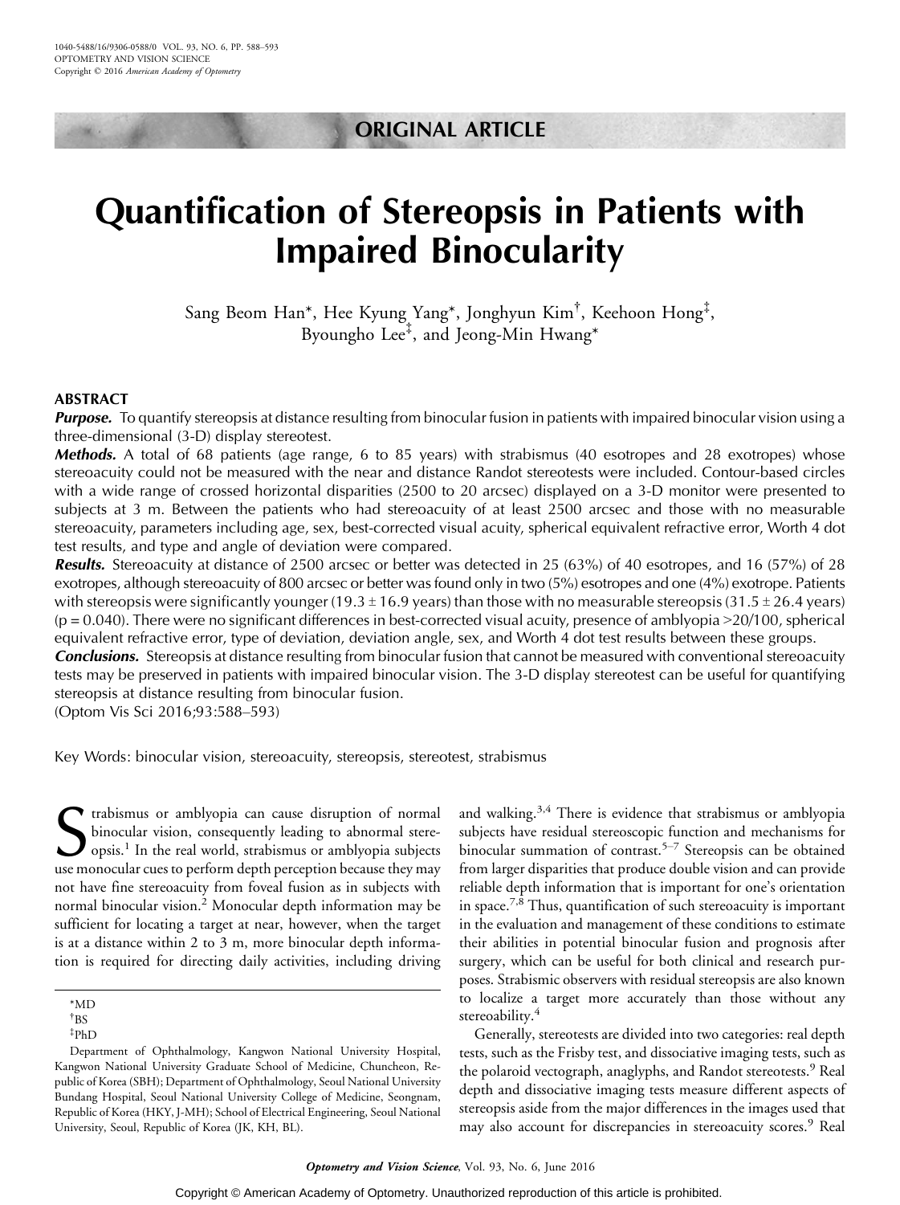ORIGINAL ARTICLE

# Quantification of Stereopsis in Patients with Impaired Binocularity

Sang Beom Han*, Hee Kyung Yang*, Jonghyun Kim†, Keehoon Hong‡, Byoungho Lee‡, and Jeong-Min Hwang*

## ABSTRACT

***Purpose.*** To quantify stereopsis at distance resulting from binocular fusion in patients with impaired binocular vision using a three-dimensional (3-D) display stereotest.

***Methods.*** A total of 68 patients (age range, 6 to 85 years) with strabismus (40 esotropes and 28 exotropes) whose stereoacuity could not be measured with the near and distance Randot stereotests were included. Contour-based circles with a wide range of crossed horizontal disparities (2500 to 20 arcsec) displayed on a 3-D monitor were presented to subjects at 3 m. Between the patients who had stereoacuity of at least 2500 arcsec and those with no measurable stereoacuity, parameters including age, sex, best-corrected visual acuity, spherical equivalent refractive error, Worth 4 dot test results, and type and angle of deviation were compared.

***Results.*** Stereoacuity at distance of 2500 arcsec or better was detected in 25 (63%) of 40 esotropes, and 16 (57%) of 28 exotropes, although stereoacuity of 800 arcsec or better was found only in two (5%) esotropes and one (4%) exotrope. Patients with stereopsis were significantly younger (19.3 ± 16.9 years) than those with no measurable stereopsis (31.5 ± 26.4 years) ($p = 0.040$). There were no significant differences in best-corrected visual acuity, presence of amblyopia >20/100, spherical equivalent refractive error, type of deviation, deviation angle, sex, and Worth 4 dot test results between these groups.

***Conclusions.*** Stereopsis at distance resulting from binocular fusion that cannot be measured with conventional stereoacuity tests may be preserved in patients with impaired binocular vision. The 3-D display stereotest can be useful for quantifying stereopsis at distance resulting from binocular fusion.

(Optom Vis Sci 2016;93:588–593)

Key Words: binocular vision, stereoacuity, stereopsis, stereotest, strabismus

Strabismus or amblyopia can cause disruption of normal binocular vision, consequently leading to abnormal stereopsis.[1] In the real world, strabismus or amblyopia subjects use monocular cues to perform depth perception because they may not have fine stereoacuity from foveal fusion as in subjects with normal binocular vision.[2] Monocular depth information may be sufficient for locating a target at near, however, when the target is at a distance within 2 to 3 m, more binocular depth information is required for directing daily activities, including driving and walking.[3,4] There is evidence that strabismus or amblyopia subjects have residual stereoscopic function and mechanisms for binocular summation of contrast.[5–7] Stereopsis can be obtained from larger disparities that produce double vision and can provide reliable depth information that is important for one's orientation in space.[7,8] Thus, quantification of such stereoacuity is important in the evaluation and management of these conditions to estimate their abilities in potential binocular fusion and prognosis after surgery, which can be useful for both clinical and research purposes. Strabismic observers with residual stereopsis are also known to localize a target more accurately than those without any stereoability.[4]

Generally, stereotests are divided into two categories: real depth tests, such as the Frisby test, and dissociative imaging tests, such as the polaroid vectograph, anaglyphs, and Randot stereotests.[9] Real depth and dissociative imaging tests measure different aspects of stereopsis aside from the major differences in the images used that may also account for discrepancies in stereoacuity scores.[9] Real

*MD
†BS
‡PhD

Department of Ophthalmology, Kangwon National University Hospital, Kangwon National University Graduate School of Medicine, Chuncheon, Republic of Korea (SBH); Department of Ophthalmology, Seoul National University Bundang Hospital, Seoul National University College of Medicine, Seongnam, Republic of Korea (HKY, J-MH); School of Electrical Engineering, Seoul National University, Seoul, Republic of Korea (JK, KH, BL).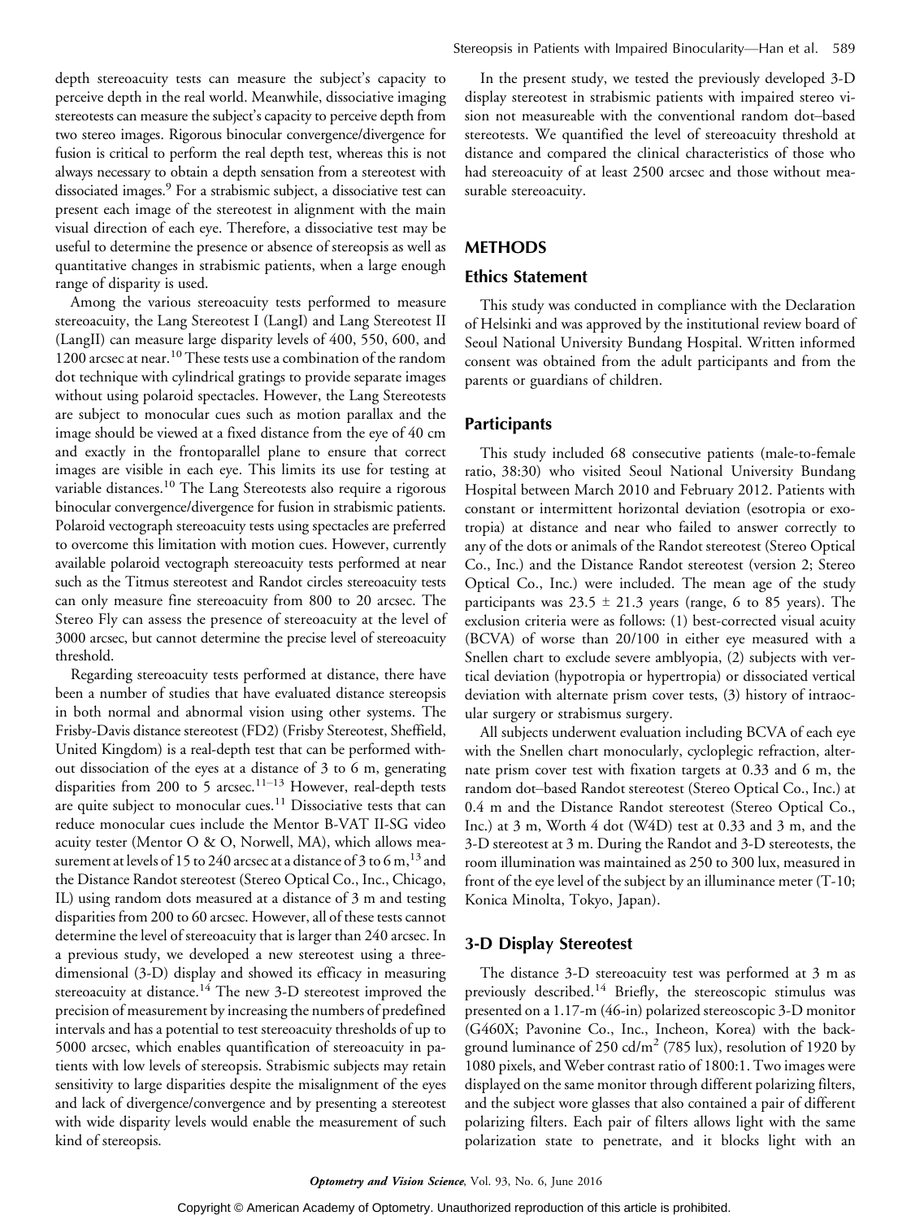depth stereoacuity tests can measure the subject's capacity to perceive depth in the real world. Meanwhile, dissociative imaging stereotests can measure the subject's capacity to perceive depth from two stereo images. Rigorous binocular convergence/divergence for fusion is critical to perform the real depth test, whereas this is not always necessary to obtain a depth sensation from a stereotest with dissociated images.[9] For a strabismic subject, a dissociative test can present each image of the stereotest in alignment with the main visual direction of each eye. Therefore, a dissociative test may be useful to determine the presence or absence of stereopsis as well as quantitative changes in strabismic patients, when a large enough range of disparity is used.

Among the various stereoacuity tests performed to measure stereoacuity, the Lang Stereotest I (LangI) and Lang Stereotest II (LangII) can measure large disparity levels of 400, 550, 600, and 1200 arcsec at near.[10] These tests use a combination of the random dot technique with cylindrical gratings to provide separate images without using polaroid spectacles. However, the Lang Stereotests are subject to monocular cues such as motion parallax and the image should be viewed at a fixed distance from the eye of 40 cm and exactly in the frontoparallel plane to ensure that correct images are visible in each eye. This limits its use for testing at variable distances.[10] The Lang Stereotests also require a rigorous binocular convergence/divergence for fusion in strabismic patients. Polaroid vectograph stereoacuity tests using spectacles are preferred to overcome this limitation with motion cues. However, currently available polaroid vectograph stereoacuity tests performed at near such as the Titmus stereotest and Randot circles stereoacuity tests can only measure fine stereoacuity from 800 to 20 arcsec. The Stereo Fly can assess the presence of stereoacuity at the level of 3000 arcsec, but cannot determine the precise level of stereoacuity threshold.

Regarding stereoacuity tests performed at distance, there have been a number of studies that have evaluated distance stereopsis in both normal and abnormal vision using other systems. The Frisby-Davis distance stereotest (FD2) (Frisby Stereotest, Sheffield, United Kingdom) is a real-depth test that can be performed without dissociation of the eyes at a distance of 3 to 6 m, generating disparities from 200 to 5 arcsec.[11–13] However, real-depth tests are quite subject to monocular cues.[11] Dissociative tests that can reduce monocular cues include the Mentor B-VAT II-SG video acuity tester (Mentor O & O, Norwell, MA), which allows measurement at levels of 15 to 240 arcsec at a distance of 3 to 6 m,[13] and the Distance Randot stereotest (Stereo Optical Co., Inc., Chicago, IL) using random dots measured at a distance of 3 m and testing disparities from 200 to 60 arcsec. However, all of these tests cannot determine the level of stereoacuity that is larger than 240 arcsec. In a previous study, we developed a new stereotest using a three-dimensional (3-D) display and showed its efficacy in measuring stereoacuity at distance.[14] The new 3-D stereotest improved the precision of measurement by increasing the numbers of predefined intervals and has a potential to test stereoacuity thresholds of up to 5000 arcsec, which enables quantification of stereoacuity in patients with low levels of stereopsis. Strabismic subjects may retain sensitivity to large disparities despite the misalignment of the eyes and lack of divergence/convergence and by presenting a stereotest with wide disparity levels would enable the measurement of such kind of stereopsis.

In the present study, we tested the previously developed 3-D display stereotest in strabismic patients with impaired stereo vision not measureable with the conventional random dot–based stereotests. We quantified the level of stereoacuity threshold at distance and compared the clinical characteristics of those who had stereoacuity of at least 2500 arcsec and those without measurable stereoacuity.

## METHODS

### Ethics Statement

This study was conducted in compliance with the Declaration of Helsinki and was approved by the institutional review board of Seoul National University Bundang Hospital. Written informed consent was obtained from the adult participants and from the parents or guardians of children.

### Participants

This study included 68 consecutive patients (male-to-female ratio, 38:30) who visited Seoul National University Bundang Hospital between March 2010 and February 2012. Patients with constant or intermittent horizontal deviation (esotropia or exotropia) at distance and near who failed to answer correctly to any of the dots or animals of the Randot stereotest (Stereo Optical Co., Inc.) and the Distance Randot stereotest (version 2; Stereo Optical Co., Inc.) were included. The mean age of the study participants was 23.5 ± 21.3 years (range, 6 to 85 years). The exclusion criteria were as follows: (1) best-corrected visual acuity (BCVA) of worse than 20/100 in either eye measured with a Snellen chart to exclude severe amblyopia, (2) subjects with vertical deviation (hypotropia or hypertropia) or dissociated vertical deviation with alternate prism cover tests, (3) history of intraocular surgery or strabismus surgery.

All subjects underwent evaluation including BCVA of each eye with the Snellen chart monocularly, cycloplegic refraction, alternate prism cover test with fixation targets at 0.33 and 6 m, the random dot–based Randot stereotest (Stereo Optical Co., Inc.) at 0.4 m and the Distance Randot stereotest (Stereo Optical Co., Inc.) at 3 m, Worth 4 dot (W4D) test at 0.33 and 3 m, and the 3-D stereotest at 3 m. During the Randot and 3-D stereotests, the room illumination was maintained as 250 to 300 lux, measured in front of the eye level of the subject by an illuminance meter (T-10; Konica Minolta, Tokyo, Japan).

### 3-D Display Stereotest

The distance 3-D stereoacuity test was performed at 3 m as previously described.[14] Briefly, the stereoscopic stimulus was presented on a 1.17-m (46-in) polarized stereoscopic 3-D monitor (G460X; Pavonine Co., Inc., Incheon, Korea) with the background luminance of 250 cd/m$^2$ (785 lux), resolution of 1920 by 1080 pixels, and Weber contrast ratio of 1800:1. Two images were displayed on the same monitor through different polarizing filters, and the subject wore glasses that also contained a pair of different polarizing filters. Each pair of filters allows light with the same polarization state to penetrate, and it blocks light with an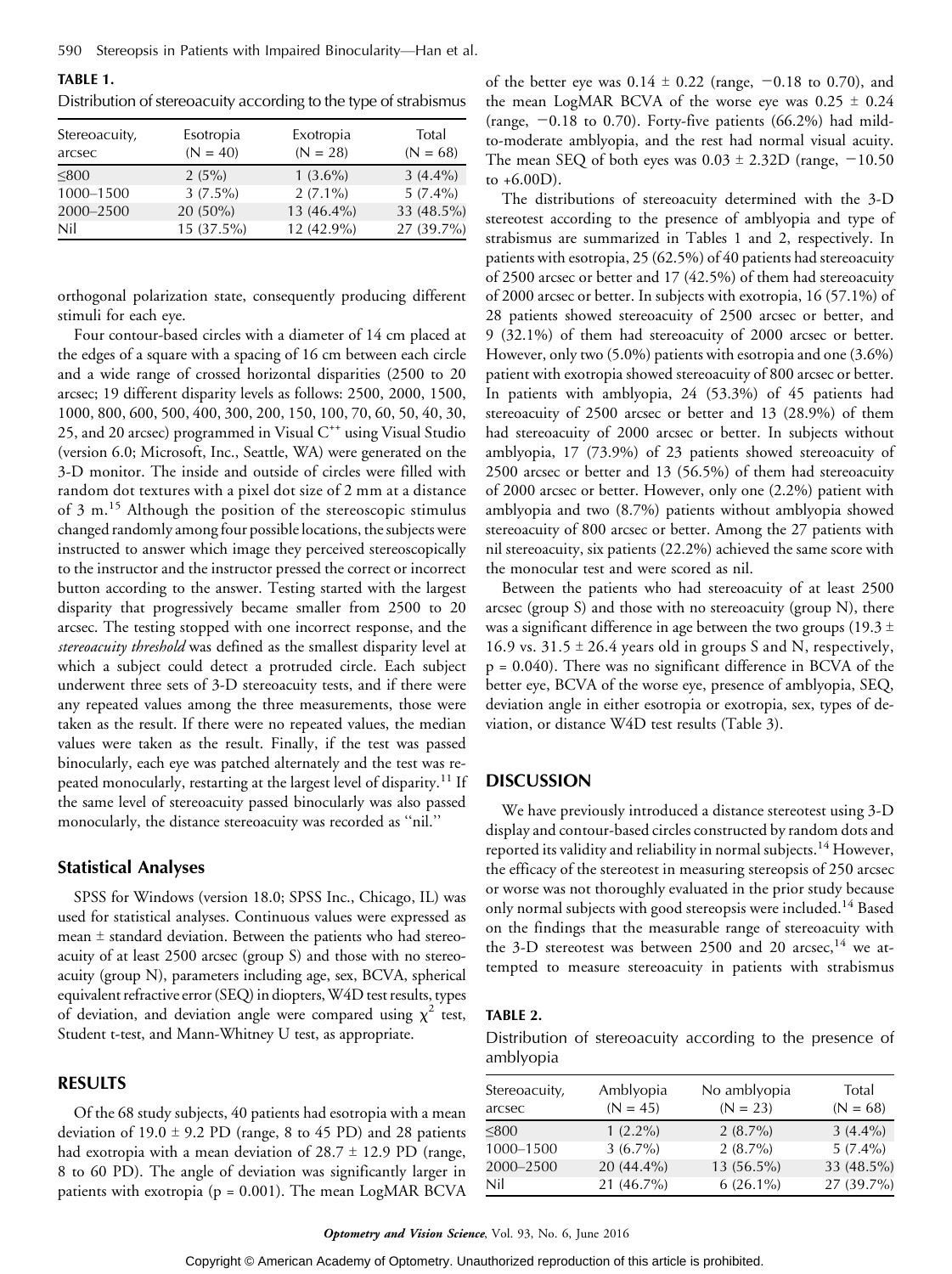**TABLE 1.**

Distribution of stereoacuity according to the type of strabismus

| Stereoacuity, arcsec | Esotropia (N = 40) | Exotropia (N = 28) | Total (N = 68) |
|---|---|---|---|
| ≤800 | 2 (5%) | 1 (3.6%) | 3 (4.4%) |
| 1000–1500 | 3 (7.5%) | 2 (7.1%) | 5 (7.4%) |
| 2000–2500 | 20 (50%) | 13 (46.4%) | 33 (48.5%) |
| Nil | 15 (37.5%) | 12 (42.9%) | 27 (39.7%) |

orthogonal polarization state, consequently producing different stimuli for each eye.

Four contour-based circles with a diameter of 14 cm placed at the edges of a square with a spacing of 16 cm between each circle and a wide range of crossed horizontal disparities (2500 to 20 arcsec; 19 different disparity levels as follows: 2500, 2000, 1500, 1000, 800, 600, 500, 400, 300, 200, 150, 100, 70, 60, 50, 40, 30, 25, and 20 arcsec) programmed in Visual C++ using Visual Studio (version 6.0; Microsoft, Inc., Seattle, WA) were generated on the 3-D monitor. The inside and outside of circles were filled with random dot textures with a pixel dot size of 2 mm at a distance of 3 m.[15] Although the position of the stereoscopic stimulus changed randomly among four possible locations, the subjects were instructed to answer which image they perceived stereoscopically to the instructor and the instructor pressed the correct or incorrect button according to the answer. Testing started with the largest disparity that progressively became smaller from 2500 to 20 arcsec. The testing stopped with one incorrect response, and the *stereoacuity threshold* was defined as the smallest disparity level at which a subject could detect a protruded circle. Each subject underwent three sets of 3-D stereoacuity tests, and if there were any repeated values among the three measurements, those were taken as the result. If there were no repeated values, the median values were taken as the result. Finally, if the test was passed binocularly, each eye was patched alternately and the test was repeated monocularly, restarting at the largest level of disparity.[11] If the same level of stereoacuity passed binocularly was also passed monocularly, the distance stereoacuity was recorded as ''nil.''

### Statistical Analyses

SPSS for Windows (version 18.0; SPSS Inc., Chicago, IL) was used for statistical analyses. Continuous values were expressed as mean ± standard deviation. Between the patients who had stereoacuity of at least 2500 arcsec (group S) and those with no stereoacuity (group N), parameters including age, sex, BCVA, spherical equivalent refractive error (SEQ) in diopters, W4D test results, types of deviation, and deviation angle were compared using $\chi^2$ test, Student t-test, and Mann-Whitney U test, as appropriate.

## RESULTS

Of the 68 study subjects, 40 patients had esotropia with a mean deviation of 19.0 ± 9.2 PD (range, 8 to 45 PD) and 28 patients had exotropia with a mean deviation of 28.7 ± 12.9 PD (range, 8 to 60 PD). The angle of deviation was significantly larger in patients with exotropia ($p = 0.001$). The mean LogMAR BCVA of the better eye was 0.14 ± 0.22 (range, −0.18 to 0.70), and the mean LogMAR BCVA of the worse eye was 0.25 ± 0.24 (range, −0.18 to 0.70). Forty-five patients (66.2%) had mild-to-moderate amblyopia, and the rest had normal visual acuity. The mean SEQ of both eyes was 0.03 ± 2.32D (range, −10.50 to +6.00D).

The distributions of stereoacuity determined with the 3-D stereotest according to the presence of amblyopia and type of strabismus are summarized in Tables 1 and 2, respectively. In patients with esotropia, 25 (62.5%) of 40 patients had stereoacuity of 2500 arcsec or better and 17 (42.5%) of them had stereoacuity of 2000 arcsec or better. In subjects with exotropia, 16 (57.1%) of 28 patients showed stereoacuity of 2500 arcsec or better, and 9 (32.1%) of them had stereoacuity of 2000 arcsec or better. However, only two (5.0%) patients with esotropia and one (3.6%) patient with exotropia showed stereoacuity of 800 arcsec or better. In patients with amblyopia, 24 (53.3%) of 45 patients had stereoacuity of 2500 arcsec or better and 13 (28.9%) of them had stereoacuity of 2000 arcsec or better. In subjects without amblyopia, 17 (73.9%) of 23 patients showed stereoacuity of 2500 arcsec or better and 13 (56.5%) of them had stereoacuity of 2000 arcsec or better. However, only one (2.2%) patient with amblyopia and two (8.7%) patients without amblyopia showed stereoacuity of 800 arcsec or better. Among the 27 patients with nil stereoacuity, six patients (22.2%) achieved the same score with the monocular test and were scored as nil.

Between the patients who had stereoacuity of at least 2500 arcsec (group S) and those with no stereoacuity (group N), there was a significant difference in age between the two groups (19.3 ± 16.9 vs. 31.5 ± 26.4 years old in groups S and N, respectively, $p = 0.040$). There was no significant difference in BCVA of the better eye, BCVA of the worse eye, presence of amblyopia, SEQ, deviation angle in either esotropia or exotropia, sex, types of deviation, or distance W4D test results (Table 3).

## DISCUSSION

We have previously introduced a distance stereotest using 3-D display and contour-based circles constructed by random dots and reported its validity and reliability in normal subjects.[14] However, the efficacy of the stereotest in measuring stereopsis of 250 arcsec or worse was not thoroughly evaluated in the prior study because only normal subjects with good stereopsis were included.[14] Based on the findings that the measurable range of stereoacuity with the 3-D stereotest was between 2500 and 20 arcsec,[14] we attempted to measure stereoacuity in patients with strabismus

**TABLE 2.**

Distribution of stereoacuity according to the presence of amblyopia

| Stereoacuity, arcsec | Amblyopia (N = 45) | No amblyopia (N = 23) | Total (N = 68) |
|---|---|---|---|
| ≤800 | 1 (2.2%) | 2 (8.7%) | 3 (4.4%) |
| 1000–1500 | 3 (6.7%) | 2 (8.7%) | 5 (7.4%) |
| 2000–2500 | 20 (44.4%) | 13 (56.5%) | 33 (48.5%) |
| Nil | 21 (46.7%) | 6 (26.1%) | 27 (39.7%) |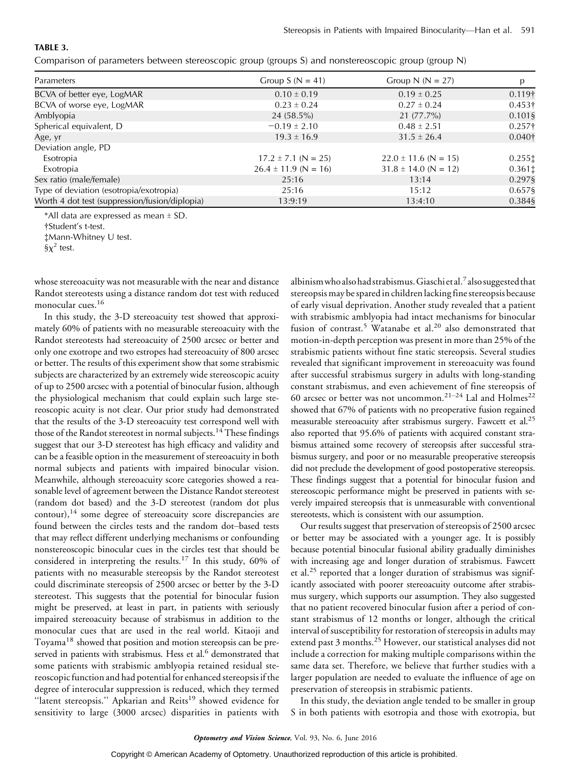**TABLE 3.**

Comparison of parameters between stereoscopic group (groups S) and nonstereoscopic group (group N)

| Parameters | Group S (N = 41) | Group N (N = 27) | p |
|---|---|---|---|
| BCVA of better eye, LogMAR | 0.10 ± 0.19 | 0.19 ± 0.25 | 0.119† |
| BCVA of worse eye, LogMAR | 0.23 ± 0.24 | 0.27 ± 0.24 | 0.453† |
| Amblyopia | 24 (58.5%) | 21 (77.7%) | 0.101§ |
| Spherical equivalent, D | −0.19 ± 2.10 | 0.48 ± 2.51 | 0.257† |
| Age, yr | 19.3 ± 16.9 | 31.5 ± 26.4 | 0.040† |
| Deviation angle, PD | | | |
| Esotropia | 17.2 ± 7.1 (N = 25) | 22.0 ± 11.6 (N = 15) | 0.255‡ |
| Exotropia | 26.4 ± 11.9 (N = 16) | 31.8 ± 14.0 (N = 12) | 0.361‡ |
| Sex ratio (male/female) | 25:16 | 13:14 | 0.297§ |
| Type of deviation (esotropia/exotropia) | 25:16 | 15:12 | 0.657§ |
| Worth 4 dot test (suppression/fusion/diplopia) | 13:9:19 | 13:4:10 | 0.384§ |

*All data are expressed as mean ± SD.

†Student's t-test.

‡Mann-Whitney U test.

§$\chi^2$ test.

whose stereoacuity was not measurable with the near and distance Randot stereotests using a distance random dot test with reduced monocular cues.[16]

In this study, the 3-D stereoacuity test showed that approximately 60% of patients with no measurable stereoacuity with the Randot stereotests had stereoacuity of 2500 arcsec or better and only one exotrope and two estropes had stereoacuity of 800 arcsec or better. The results of this experiment show that some strabismic subjects are characterized by an extremely wide stereoscopic acuity of up to 2500 arcsec with a potential of binocular fusion, although the physiological mechanism that could explain such large stereoscopic acuity is not clear. Our prior study had demonstrated that the results of the 3-D stereoacuity test correspond well with those of the Randot stereotest in normal subjects.[14] These findings suggest that our 3-D stereotest has high efficacy and validity and can be a feasible option in the measurement of stereoacuity in both normal subjects and patients with impaired binocular vision. Meanwhile, although stereoacuity score categories showed a reasonable level of agreement between the Distance Randot stereotest (random dot based) and the 3-D stereotest (random dot plus contour),[14] some degree of stereoacuity score discrepancies are found between the circles tests and the random dot–based tests that may reflect different underlying mechanisms or confounding nonstereoscopic binocular cues in the circles test that should be considered in interpreting the results.[17] In this study, 60% of patients with no measurable stereopsis by the Randot stereotest could discriminate stereopsis of 2500 arcsec or better by the 3-D stereotest. This suggests that the potential for binocular fusion might be preserved, at least in part, in patients with seriously impaired stereoacuity because of strabismus in addition to the monocular cues that are used in the real world. Kitaoji and Toyama[18] showed that position and motion stereopsis can be preserved in patients with strabismus. Hess et al.[6] demonstrated that some patients with strabismic amblyopia retained residual stereoscopic function and had potential for enhanced stereopsis if the degree of interocular suppression is reduced, which they termed "latent stereopsis." Apkarian and Reits[19] showed evidence for sensitivity to large (3000 arcsec) disparities in patients with albinism who also had strabismus. Giaschi et al.[7] also suggested that stereopsis may be spared in children lacking fine stereopsis because of early visual deprivation. Another study revealed that a patient with strabismic amblyopia had intact mechanisms for binocular fusion of contrast.[5] Watanabe et al.[20] also demonstrated that motion-in-depth perception was present in more than 25% of the strabismic patients without fine static stereopsis. Several studies revealed that significant improvement in stereoacuity was found after successful strabismus surgery in adults with long-standing constant strabismus, and even achievement of fine stereopsis of 60 arcsec or better was not uncommon.[21–24] Lal and Holmes[22] showed that 67% of patients with no preoperative fusion regained measurable stereoacuity after strabismus surgery. Fawcett et al.[25] also reported that 95.6% of patients with acquired constant strabismus attained some recovery of stereopsis after successful strabismus surgery, and poor or no measurable preoperative stereopsis did not preclude the development of good postoperative stereopsis. These findings suggest that a potential for binocular fusion and stereoscopic performance might be preserved in patients with severely impaired stereopsis that is unmeasurable with conventional stereotests, which is consistent with our assumption.

Our results suggest that preservation of stereopsis of 2500 arcsec or better may be associated with a younger age. It is possibly because potential binocular fusional ability gradually diminishes with increasing age and longer duration of strabismus. Fawcett et al.[25] reported that a longer duration of strabismus was significantly associated with poorer stereoacuity outcome after strabismus surgery, which supports our assumption. They also suggested that no patient recovered binocular fusion after a period of constant strabismus of 12 months or longer, although the critical interval of susceptibility for restoration of stereopsis in adults may extend past 3 months.[25] However, our statistical analyses did not include a correction for making multiple comparisons within the same data set. Therefore, we believe that further studies with a larger population are needed to evaluate the influence of age on preservation of stereopsis in strabismic patients.

In this study, the deviation angle tended to be smaller in group S in both patients with esotropia and those with exotropia, but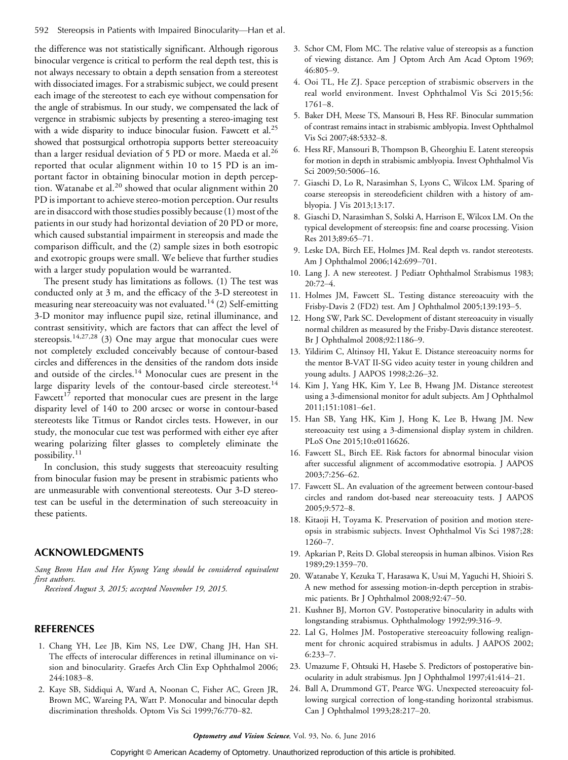the difference was not statistically significant. Although rigorous binocular vergence is critical to perform the real depth test, this is not always necessary to obtain a depth sensation from a stereotest with dissociated images. For a strabismic subject, we could present each image of the stereotest to each eye without compensation for the angle of strabismus. In our study, we compensated the lack of vergence in strabismic subjects by presenting a stereo-imaging test with a wide disparity to induce binocular fusion. Fawcett et al.[25] showed that postsurgical orthotropia supports better stereoacuity than a larger residual deviation of 5 PD or more. Maeda et al.[26] reported that ocular alignment within 10 to 15 PD is an important factor in obtaining binocular motion in depth perception. Watanabe et al.[20] showed that ocular alignment within 20 PD is important to achieve stereo-motion perception. Our results are in disaccord with those studies possibly because (1) most of the patients in our study had horizontal deviation of 20 PD or more, which caused substantial impairment in stereopsis and made the comparison difficult, and the (2) sample sizes in both esotropic and exotropic groups were small. We believe that further studies with a larger study population would be warranted.

The present study has limitations as follows. (1) The test was conducted only at 3 m, and the efficacy of the 3-D stereotest in measuring near stereoacuity was not evaluated.[14] (2) Self-emitting 3-D monitor may influence pupil size, retinal illuminance, and contrast sensitivity, which are factors that can affect the level of stereopsis.[14,27,28] (3) One may argue that monocular cues were not completely excluded conceivably because of contour-based circles and differences in the densities of the random dots inside and outside of the circles.[14] Monocular cues are present in the large disparity levels of the contour-based circle stereotest.[14] Fawcett[17] reported that monocular cues are present in the large disparity level of 140 to 200 arcsec or worse in contour-based stereotests like Titmus or Randot circles tests. However, in our study, the monocular cue test was performed with either eye after wearing polarizing filter glasses to completely eliminate the possibility.[11]

In conclusion, this study suggests that stereoacuity resulting from binocular fusion may be present in strabismic patients who are unmeasurable with conventional stereotests. Our 3-D stereotest can be useful in the determination of such stereoacuity in these patients.

## ACKNOWLEDGMENTS

*Sang Beom Han and Hee Kyung Yang should be considered equivalent first authors.*

*Received August 3, 2015; accepted November 19, 2015.*

## REFERENCES

1. Chang YH, Lee JB, Kim NS, Lee DW, Chang JH, Han SH. The effects of interocular differences in retinal illuminance on vision and binocularity. Graefes Arch Clin Exp Ophthalmol 2006; 244:1083–8.
2. Kaye SB, Siddiqui A, Ward A, Noonan C, Fisher AC, Green JR, Brown MC, Wareing PA, Watt P. Monocular and binocular depth discrimination thresholds. Optom Vis Sci 1999;76:770–82.
3. Schor CM, Flom MC. The relative value of stereopsis as a function of viewing distance. Am J Optom Arch Am Acad Optom 1969; 46:805–9.
4. Ooi TL, He ZJ. Space perception of strabismic observers in the real world environment. Invest Ophthalmol Vis Sci 2015;56: 1761–8.
5. Baker DH, Meese TS, Mansouri B, Hess RF. Binocular summation of contrast remains intact in strabismic amblyopia. Invest Ophthalmol Vis Sci 2007;48:5332–8.
6. Hess RF, Mansouri B, Thompson B, Gheorghiu E. Latent stereopsis for motion in depth in strabismic amblyopia. Invest Ophthalmol Vis Sci 2009;50:5006–16.
7. Giaschi D, Lo R, Narasimhan S, Lyons C, Wilcox LM. Sparing of coarse stereopsis in stereodeficient children with a history of amblyopia. J Vis 2013;13:17.
8. Giaschi D, Narasimhan S, Solski A, Harrison E, Wilcox LM. On the typical development of stereopsis: fine and coarse processing. Vision Res 2013;89:65–71.
9. Leske DA, Birch EE, Holmes JM. Real depth vs. randot stereotests. Am J Ophthalmol 2006;142:699–701.
10. Lang J. A new stereotest. J Pediatr Ophthalmol Strabismus 1983; 20:72–4.
11. Holmes JM, Fawcett SL. Testing distance stereoacuity with the Frisby-Davis 2 (FD2) test. Am J Ophthalmol 2005;139:193–5.
12. Hong SW, Park SC. Development of distant stereoacuity in visually normal children as measured by the Frisby-Davis distance stereotest. Br J Ophthalmol 2008;92:1186–9.
13. Yildirim C, Altinsoy HI, Yakut E. Distance stereoacuity norms for the mentor B-VAT II-SG video acuity tester in young children and young adults. J AAPOS 1998;2:26–32.
14. Kim J, Yang HK, Kim Y, Lee B, Hwang JM. Distance stereotest using a 3-dimensional monitor for adult subjects. Am J Ophthalmol 2011;151:1081–6e1.
15. Han SB, Yang HK, Kim J, Hong K, Lee B, Hwang JM. New stereoacuity test using a 3-dimensional display system in children. PLoS One 2015;10:e0116626.
16. Fawcett SL, Birch EE. Risk factors for abnormal binocular vision after successful alignment of accommodative esotropia. J AAPOS 2003;7:256–62.
17. Fawcett SL. An evaluation of the agreement between contour-based circles and random dot-based near stereoacuity tests. J AAPOS 2005;9:572–8.
18. Kitaoji H, Toyama K. Preservation of position and motion stereopsis in strabismic subjects. Invest Ophthalmol Vis Sci 1987;28: 1260–7.
19. Apkarian P, Reits D. Global stereopsis in human albinos. Vision Res 1989;29:1359–70.
20. Watanabe Y, Kezuka T, Harasawa K, Usui M, Yaguchi H, Shioiri S. A new method for assessing motion-in-depth perception in strabismic patients. Br J Ophthalmol 2008;92:47–50.
21. Kushner BJ, Morton GV. Postoperative binocularity in adults with longstanding strabismus. Ophthalmology 1992;99:316–9.
22. Lal G, Holmes JM. Postoperative stereoacuity following realignment for chronic acquired strabismus in adults. J AAPOS 2002; 6:233–7.
23. Umazume F, Ohtsuki H, Hasebe S. Predictors of postoperative binocularity in adult strabismus. Jpn J Ophthalmol 1997;41:414–21.
24. Ball A, Drummond GT, Pearce WG. Unexpected stereoacuity following surgical correction of long-standing horizontal strabismus. Can J Ophthalmol 1993;28:217–20.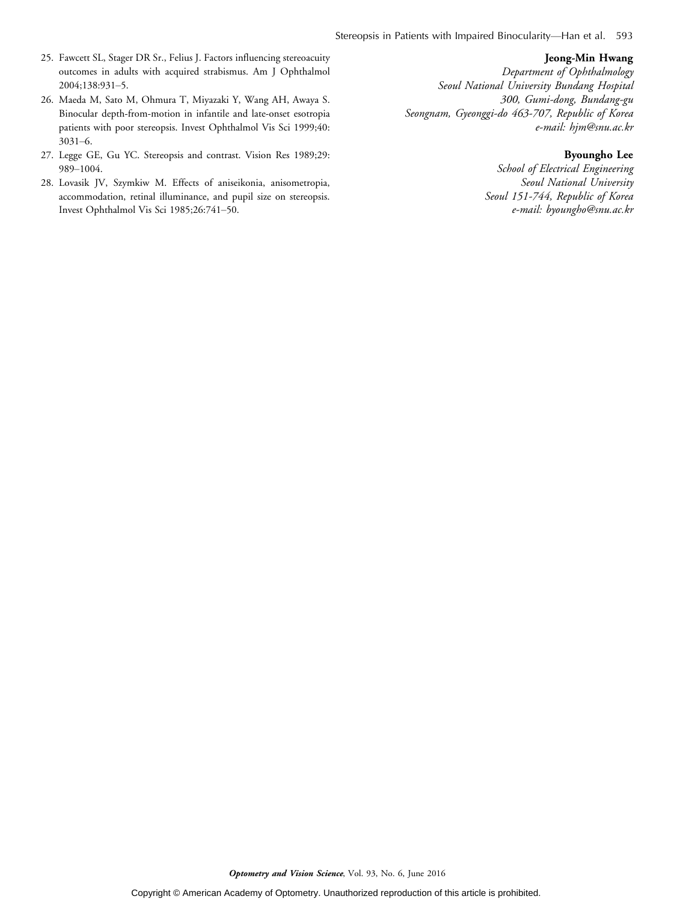25. Fawcett SL, Stager DR Sr., Felius J. Factors influencing stereoacuity outcomes in adults with acquired strabismus. Am J Ophthalmol 2004;138:931–5.
26. Maeda M, Sato M, Ohmura T, Miyazaki Y, Wang AH, Awaya S. Binocular depth-from-motion in infantile and late-onset esotropia patients with poor stereopsis. Invest Ophthalmol Vis Sci 1999;40: 3031–6.
27. Legge GE, Gu YC. Stereopsis and contrast. Vision Res 1989;29: 989–1004.
28. Lovasik JV, Szymkiw M. Effects of aniseikonia, anisometropia, accommodation, retinal illuminance, and pupil size on stereopsis. Invest Ophthalmol Vis Sci 1985;26:741–50.

**Jeong-Min Hwang**
*Department of Ophthalmology*
*Seoul National University Bundang Hospital*
*300, Gumi-dong, Bundang-gu*
*Seongnam, Gyeonggi-do 463-707, Republic of Korea*
*e-mail: hjm@snu.ac.kr*

**Byoungho Lee**
*School of Electrical Engineering*
*Seoul National University*
*Seoul 151-744, Republic of Korea*
*e-mail: byoungho@snu.ac.kr*

Copyright © American Academy of Optometry. Unauthorized reproduction of this article is prohibited.